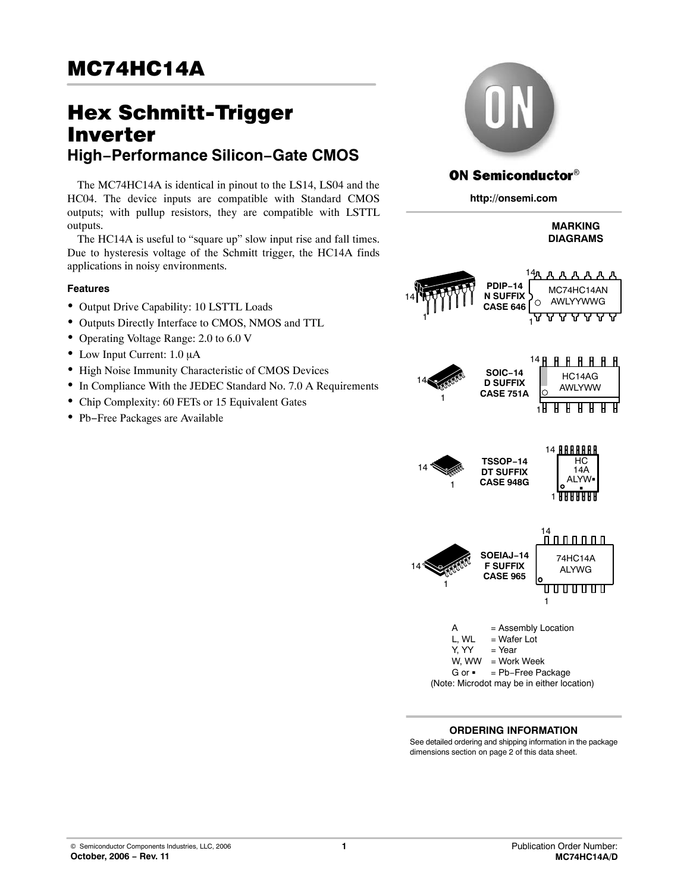# MC74HC14A

# Hex Schmitt-Trigger Inverter

## High−Performance Silicon−Gate CMOS

The MC74HC14A is identical in pinout to the LS14, LS04 and the HC04. The device inputs are compatible with Standard CMOS outputs; with pullup resistors, they are compatible with LSTTL outputs.

The HC14A is useful to "square up" slow input rise and fall times. Due to hysteresis voltage of the Schmitt trigger, the HC14A finds applications in noisy environments.

### Features

- Output Drive Capability: 10 LSTTL Loads
- Outputs Directly Interface to CMOS, NMOS and TTL
- Operating Voltage Range: 2.0 to 6.0 V
- Low Input Current: 1.0 μA
- High Noise Immunity Characteristic of CMOS Devices
- In Compliance With the JEDEC Standard No. 7.0 A Requirements
- Chip Complexity: 60 FETs or 15 Equivalent Gates
- Pb−Free Packages are Available

ON Semiconductor®

http://onsemi.com

### MARKING DIAGRAMS

PDIP−14
N SUFFIX
CASE 646

MC74HC14AN
AWLYYWWG

SOIC−14
D SUFFIX
CASE 751A

HC14AG
AWLYWW

TSSOP−14
DT SUFFIX
CASE 948G

HC
14A
ALYW▪
▪

SOEIAJ−14
F SUFFIX
CASE 965

74HC14A
ALYWG

A = Assembly Location
L, WL = Wafer Lot
Y, YY = Year
W, WW = Work Week
G or ▪ = Pb−Free Package
(Note: Microdot may be in either location)

### ORDERING INFORMATION

See detailed ordering and shipping information in the package dimensions section on page 2 of this data sheet.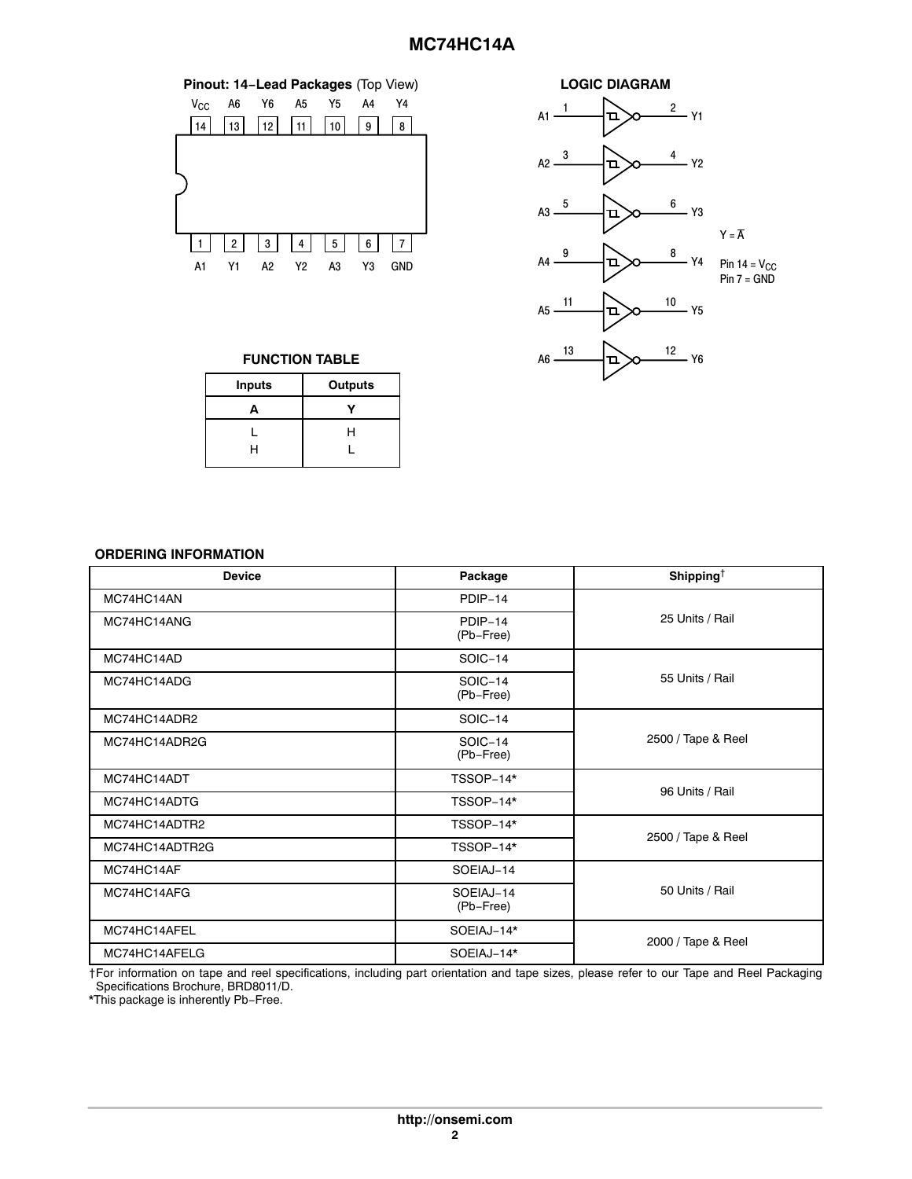**Pinout: 14−Lead Packages** (Top View)

| | | | | | | |
|---|---|---|---|---|---|---|
| $V_{CC}$ | A6 | Y6 | A5 | Y5 | A4 | Y4 |
| 14 | 13 | 12 | 11 | 10 | 9 | 8 |
| 1 | 2 | 3 | 4 | 5 | 6 | 7 |
| A1 | Y1 | A2 | Y2 | A3 | Y3 | GND |

**LOGIC DIAGRAM**

A1 1
2 Y1
A2 3
4 Y2
A3 5
6 Y3
A4 9
8 Y4
A5 11
10 Y5
A6 13
12 Y6

Y = $\overline{A}$

Pin 14 = $V_{CC}$
Pin 7 = GND

**FUNCTION TABLE**

| Inputs | Outputs |
|---|---|
| **A** | **Y** |
| L | H |
| H | L |

**ORDERING INFORMATION**

| Device | Package | Shipping† |
|---|---|---|
| MC74HC14AN | PDIP−14 | 25 Units / Rail |
| MC74HC14ANG | PDIP−14 (Pb−Free) | |
| MC74HC14AD | SOIC−14 | 55 Units / Rail |
| MC74HC14ADG | SOIC−14 (Pb−Free) | |
| MC74HC14ADR2 | SOIC−14 | 2500 / Tape & Reel |
| MC74HC14ADR2G | SOIC−14 (Pb−Free) | |
| MC74HC14ADT | TSSOP−14* | 96 Units / Rail |
| MC74HC14ADTG | TSSOP−14* | |
| MC74HC14ADTR2 | TSSOP−14* | 2500 / Tape & Reel |
| MC74HC14ADTR2G | TSSOP−14* | |
| MC74HC14AF | SOEIAJ−14 | 50 Units / Rail |
| MC74HC14AFG | SOEIAJ−14 (Pb−Free) | |
| MC74HC14AFEL | SOEIAJ−14* | 2000 / Tape & Reel |
| MC74HC14AFELG | SOEIAJ−14* | |

†For information on tape and reel specifications, including part orientation and tape sizes, please refer to our Tape and Reel Packaging Specifications Brochure, BRD8011/D.
*This package is inherently Pb−Free.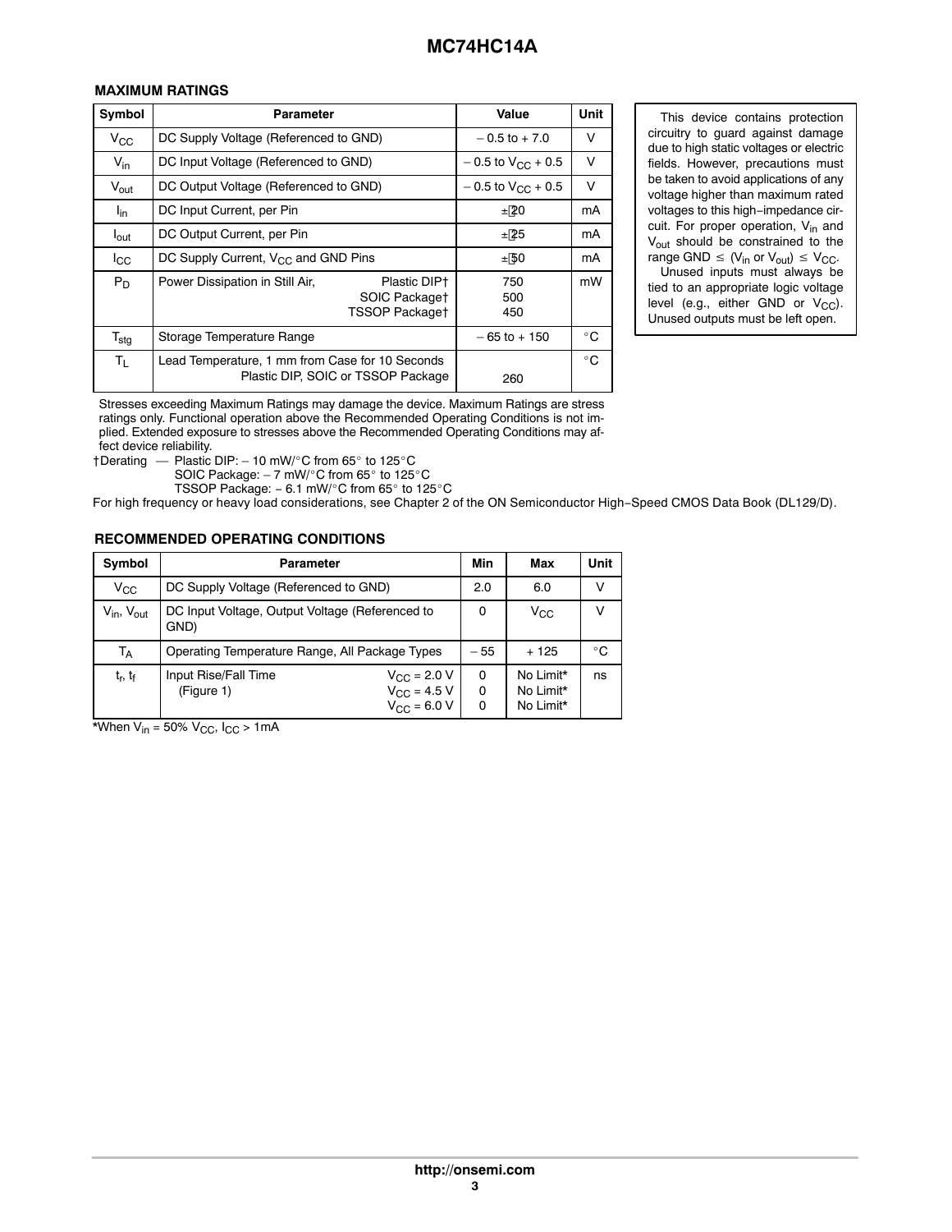## MAXIMUM RATINGS

| Symbol | Parameter | Value | Unit |
|---|---|---|---|
| $V_{CC}$ | DC Supply Voltage (Referenced to GND) | – 0.5 to + 7.0 | V |
| $V_{in}$ | DC Input Voltage (Referenced to GND) | – 0.5 to $V_{CC}$ + 0.5 | V |
| $V_{out}$ | DC Output Voltage (Referenced to GND) | – 0.5 to $V_{CC}$ + 0.5 | V |
| $I_{in}$ | DC Input Current, per Pin | ± 20 | mA |
| $I_{out}$ | DC Output Current, per Pin | ± 25 | mA |
| $I_{CC}$ | DC Supply Current, $V_{CC}$ and GND Pins | ± 50 | mA |
| $P_D$ | Power Dissipation in Still Air, Plastic DIP† / SOIC Package† / TSSOP Package† | 750 / 500 / 450 | mW |
| $T_{stg}$ | Storage Temperature Range | – 65 to + 150 | °C |
| $T_L$ | Lead Temperature, 1 mm from Case for 10 Seconds Plastic DIP, SOIC or TSSOP Package | 260 | °C |

This device contains protection circuitry to guard against damage due to high static voltages or electric fields. However, precautions must be taken to avoid applications of any voltage higher than maximum rated voltages to this high−impedance circuit. For proper operation, $V_{in}$ and $V_{out}$ should be constrained to the range GND ≤ ($V_{in}$ or $V_{out}$) ≤ $V_{CC}$.

Unused inputs must always be tied to an appropriate logic voltage level (e.g., either GND or $V_{CC}$). Unused outputs must be left open.

Stresses exceeding Maximum Ratings may damage the device. Maximum Ratings are stress ratings only. Functional operation above the Recommended Operating Conditions is not implied. Extended exposure to stresses above the Recommended Operating Conditions may affect device reliability.

†Derating — Plastic DIP: – 10 mW/°C from 65° to 125°C
SOIC Package: – 7 mW/°C from 65° to 125°C
TSSOP Package: – 6.1 mW/°C from 65° to 125°C

For high frequency or heavy load considerations, see Chapter 2 of the ON Semiconductor High−Speed CMOS Data Book (DL129/D).

## RECOMMENDED OPERATING CONDITIONS

| Symbol | Parameter | Min | Max | Unit |
|---|---|---|---|---|
| $V_{CC}$ | DC Supply Voltage (Referenced to GND) | 2.0 | 6.0 | V |
| $V_{in}$, $V_{out}$ | DC Input Voltage, Output Voltage (Referenced to GND) | 0 | $V_{CC}$ | V |
| $T_A$ | Operating Temperature Range, All Package Types | – 55 | + 125 | °C |
| $t_r$, $t_f$ | Input Rise/Fall Time (Figure 1) $V_{CC}$ = 2.0 V / $V_{CC}$ = 4.5 V / $V_{CC}$ = 6.0 V | 0 / 0 / 0 | No Limit* / No Limit* / No Limit* | ns |

*When $V_{in}$ = 50% $V_{CC}$, $I_{CC}$ > 1mA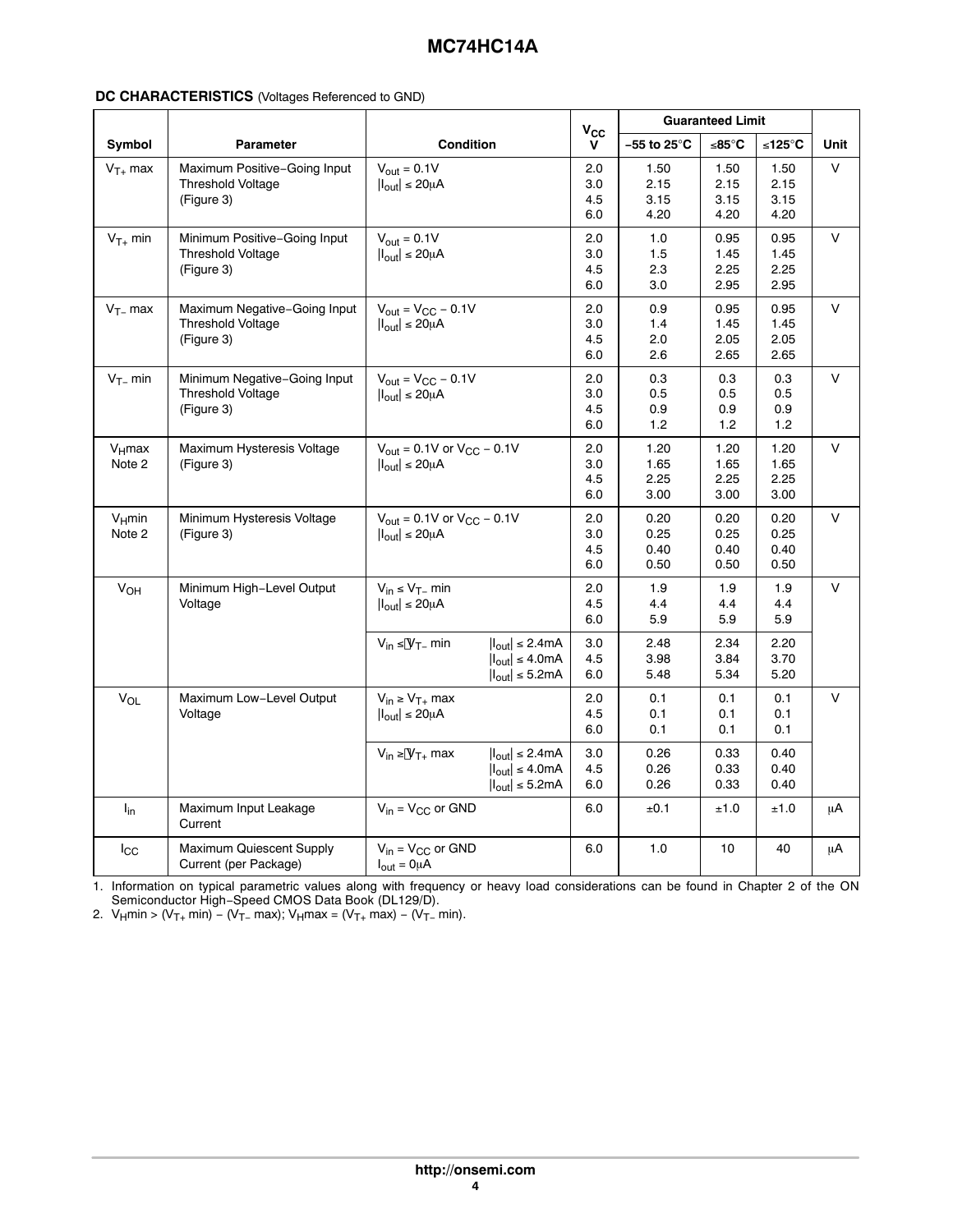**DC CHARACTERISTICS** (Voltages Referenced to GND)

| Symbol | Parameter | Condition | $V_{CC}$ V | Guaranteed Limit | | | Unit |
|---|---|---|---|---|---|---|---|
| | | | | –55 to 25°C | ≤85°C | ≤125°C | |
| $V_{T+}$ max | Maximum Positive−Going Input Threshold Voltage (Figure 3) | $V_{out}$ = 0.1V $\lvert I_{out}\rvert \le 20\mu A$ | 2.0 3.0 4.5 6.0 | 1.50 2.15 3.15 4.20 | 1.50 2.15 3.15 4.20 | 1.50 2.15 3.15 4.20 | V |
| $V_{T+}$ min | Minimum Positive−Going Input Threshold Voltage (Figure 3) | $V_{out}$ = 0.1V $\lvert I_{out}\rvert \le 20\mu A$ | 2.0 3.0 4.5 6.0 | 1.0 1.5 2.3 3.0 | 0.95 1.45 2.25 2.95 | 0.95 1.45 2.25 2.95 | V |
| $V_{T-}$ max | Maximum Negative−Going Input Threshold Voltage (Figure 3) | $V_{out} = V_{CC} - 0.1V$ $\lvert I_{out}\rvert \le 20\mu A$ | 2.0 3.0 4.5 6.0 | 0.9 1.4 2.0 2.6 | 0.95 1.45 2.05 2.65 | 0.95 1.45 2.05 2.65 | V |
| $V_{T-}$ min | Minimum Negative−Going Input Threshold Voltage (Figure 3) | $V_{out} = V_{CC} - 0.1V$ $\lvert I_{out}\rvert \le 20\mu A$ | 2.0 3.0 4.5 6.0 | 0.3 0.5 0.9 1.2 | 0.3 0.5 0.9 1.2 | 0.3 0.5 0.9 1.2 | V |
| $V_H$max Note 2 | Maximum Hysteresis Voltage (Figure 3) | $V_{out}$ = 0.1V or $V_{CC} - 0.1V$ $\lvert I_{out}\rvert \le 20\mu A$ | 2.0 3.0 4.5 6.0 | 1.20 1.65 2.25 3.00 | 1.20 1.65 2.25 3.00 | 1.20 1.65 2.25 3.00 | V |
| $V_H$min Note 2 | Minimum Hysteresis Voltage (Figure 3) | $V_{out}$ = 0.1V or $V_{CC} - 0.1V$ $\lvert I_{out}\rvert \le 20\mu A$ | 2.0 3.0 4.5 6.0 | 0.20 0.25 0.40 0.50 | 0.20 0.25 0.40 0.50 | 0.20 0.25 0.40 0.50 | V |
| $V_{OH}$ | Minimum High−Level Output Voltage | $V_{in} \le V_{T-}$ min $\lvert I_{out}\rvert \le 20\mu A$ | 2.0 4.5 6.0 | 1.9 4.4 5.9 | 1.9 4.4 5.9 | 1.9 4.4 5.9 | V |
| | | $V_{in} \le V_{T-}$ min $\lvert I_{out}\rvert \le 2.4mA$ $\lvert I_{out}\rvert \le 4.0mA$ $\lvert I_{out}\rvert \le 5.2mA$ | 3.0 4.5 6.0 | 2.48 3.98 5.48 | 2.34 3.84 5.34 | 2.20 3.70 5.20 | |
| $V_{OL}$ | Maximum Low−Level Output Voltage | $V_{in} \ge V_{T+}$ max $\lvert I_{out}\rvert \le 20\mu A$ | 2.0 4.5 6.0 | 0.1 0.1 0.1 | 0.1 0.1 0.1 | 0.1 0.1 0.1 | V |
| | | $V_{in} \ge V_{T+}$ max $\lvert I_{out}\rvert \le 2.4mA$ $\lvert I_{out}\rvert \le 4.0mA$ $\lvert I_{out}\rvert \le 5.2mA$ | 3.0 4.5 6.0 | 0.26 0.26 0.26 | 0.33 0.33 0.33 | 0.40 0.40 0.40 | |
| $I_{in}$ | Maximum Input Leakage Current | $V_{in} = V_{CC}$ or GND | 6.0 | ±0.1 | ±1.0 | ±1.0 | μA |
| $I_{CC}$ | Maximum Quiescent Supply Current (per Package) | $V_{in} = V_{CC}$ or GND $I_{out} = 0\mu A$ | 6.0 | 1.0 | 10 | 40 | μA |

1. Information on typical parametric values along with frequency or heavy load considerations can be found in Chapter 2 of the ON Semiconductor High−Speed CMOS Data Book (DL129/D).
2. $V_H$min > ($V_{T+}$ min) − ($V_{T-}$ max); $V_H$max = ($V_{T+}$ max) − ($V_{T-}$ min).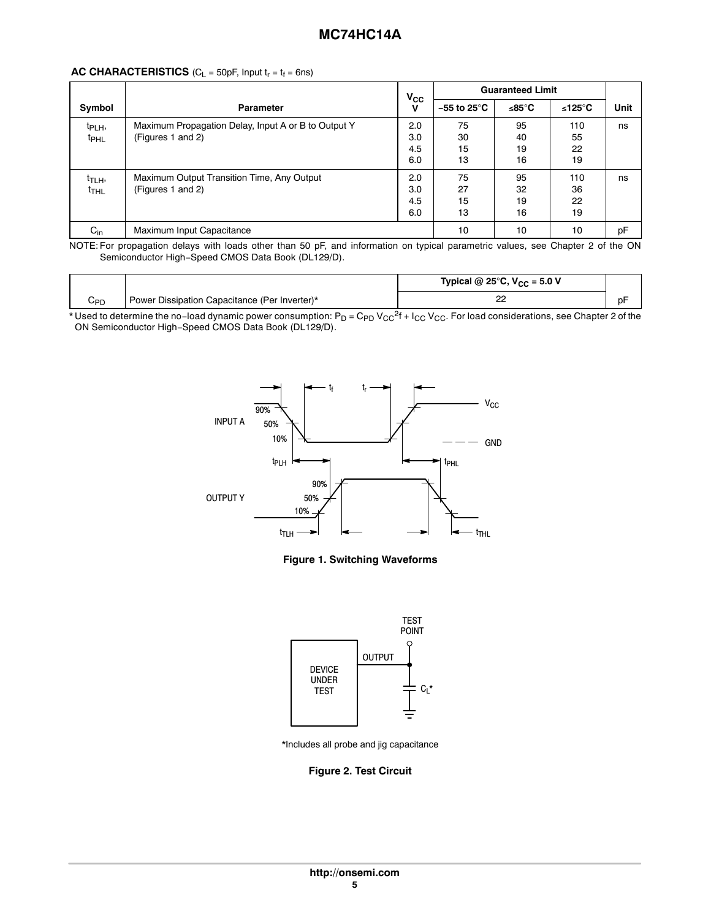**AC CHARACTERISTICS** ($C_L$ = 50pF, Input $t_r$ = $t_f$ = 6ns)

| Symbol | Parameter | $V_{CC}$ V | Guaranteed Limit | | | Unit |
|---|---|---|---|---|---|---|
| | | | −55 to 25°C | ≤85°C | ≤125°C | |
| $t_{PLH}$, $t_{PHL}$ | Maximum Propagation Delay, Input A or B to Output Y (Figures 1 and 2) | 2.0<br>3.0<br>4.5<br>6.0 | 75<br>30<br>15<br>13 | 95<br>40<br>19<br>16 | 110<br>55<br>22<br>19 | ns |
| $t_{TLH}$, $t_{THL}$ | Maximum Output Transition Time, Any Output (Figures 1 and 2) | 2.0<br>3.0<br>4.5<br>6.0 | 75<br>27<br>15<br>13 | 95<br>32<br>19<br>16 | 110<br>36<br>22<br>19 | ns |
| $C_{in}$ | Maximum Input Capacitance | | 10 | 10 | 10 | pF |

NOTE: For propagation delays with loads other than 50 pF, and information on typical parametric values, see Chapter 2 of the ON Semiconductor High−Speed CMOS Data Book (DL129/D).

| | | Typical @ 25°C, $V_{CC}$ = 5.0 V | |
|---|---|---|---|
| $C_{PD}$ | Power Dissipation Capacitance (Per Inverter)* | 22 | pF |

* Used to determine the no−load dynamic power consumption: $P_D = C_{PD} V_{CC}^2 f + I_{CC} V_{CC}$. For load considerations, see Chapter 2 of the ON Semiconductor High−Speed CMOS Data Book (DL129/D).

$t_f$
$t_r$
INPUT A
90%
50%
10%
$V_{CC}$
GND
$t_{PLH}$
$t_{PHL}$
OUTPUT Y
90%
50%
10%
$t_{TLH}$
$t_{THL}$

**Figure 1. Switching Waveforms**

DEVICE UNDER TEST
OUTPUT
TEST POINT
$C_L$*

*Includes all probe and jig capacitance

**Figure 2. Test Circuit**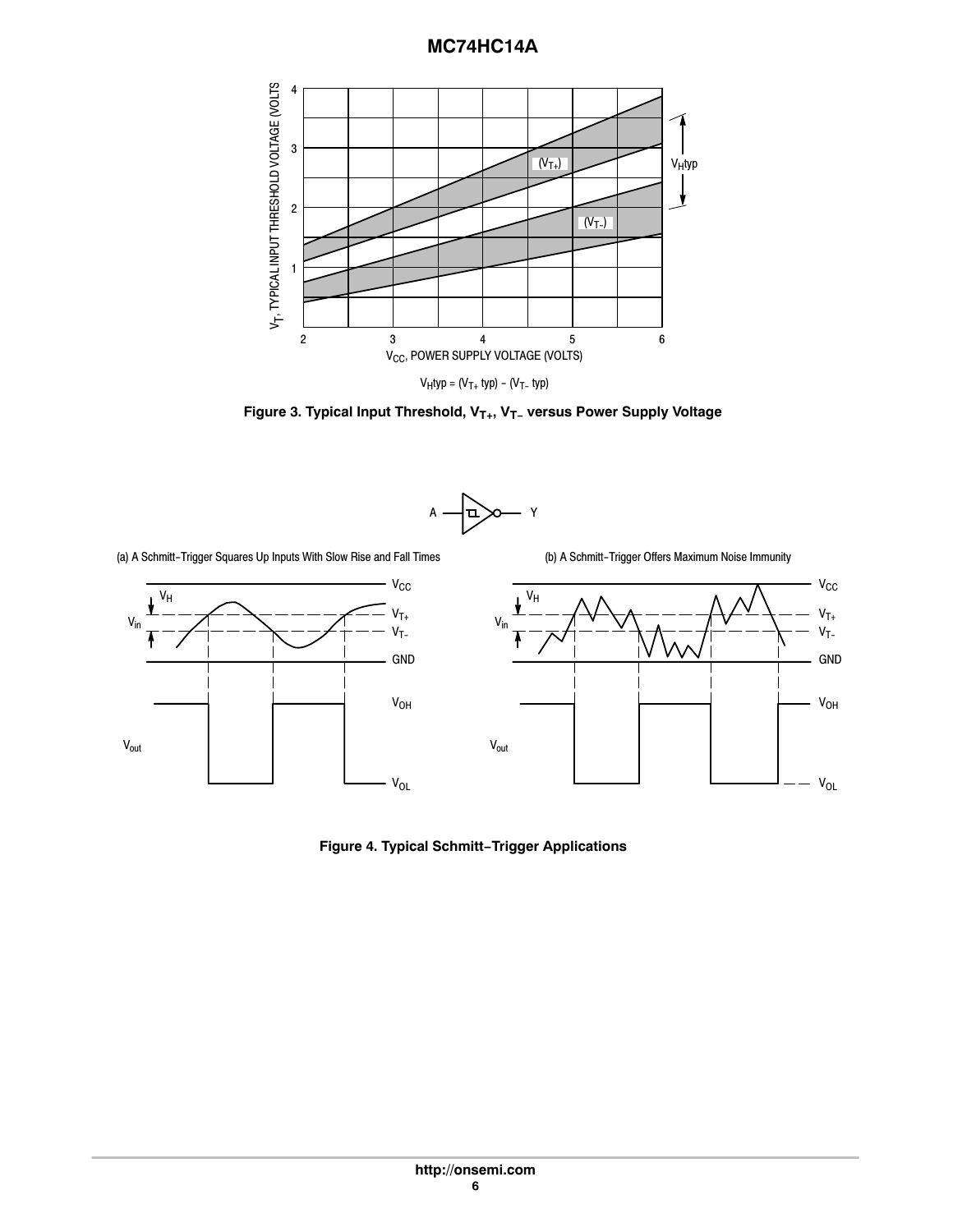4

3

2

1

2 3 4 5 6

$V_T$, TYPICAL INPUT THRESHOLD VOLTAGE (VOLTS

$V_{CC}$, POWER SUPPLY VOLTAGE (VOLTS)

$(V_{T+})$

$(V_{T-})$

$V_H$typ

$V_H\text{typ} = (V_{T+}\ \text{typ}) - (V_{T-}\ \text{typ})$

**Figure 3. Typical Input Threshold, $V_{T+}$, $V_{T-}$ versus Power Supply Voltage**

A Y

(a) A Schmitt-Trigger Squares Up Inputs With Slow Rise and Fall Times

$V_H$ $V_{in}$ $V_{CC}$ $V_{T+}$ $V_{T-}$ GND $V_{OH}$ $V_{out}$ $V_{OL}$

(b) A Schmitt-Trigger Offers Maximum Noise Immunity

$V_H$ $V_{in}$ $V_{CC}$ $V_{T+}$ $V_{T-}$ GND $V_{OH}$ $V_{out}$ $V_{OL}$

**Figure 4. Typical Schmitt-Trigger Applications**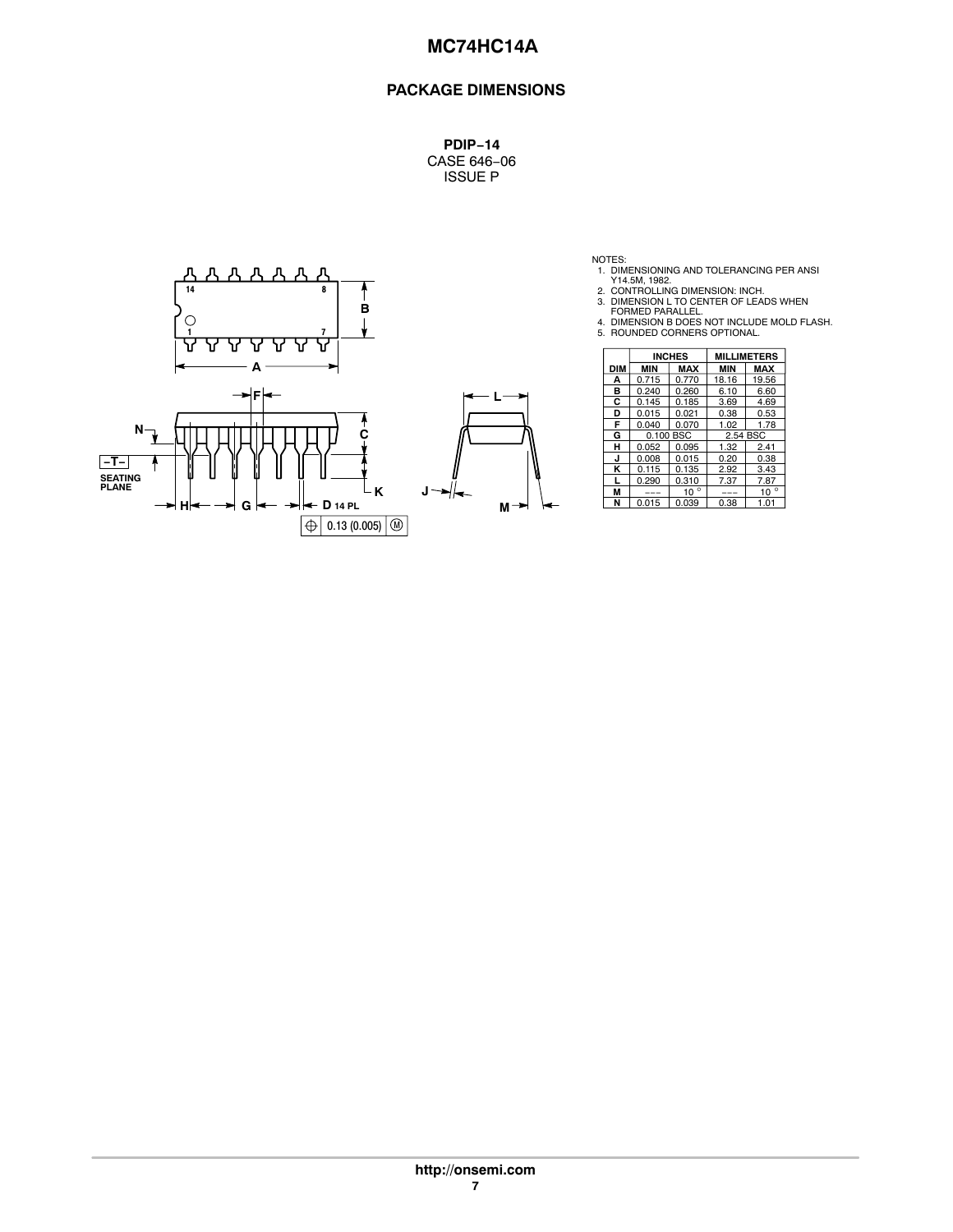## PACKAGE DIMENSIONS

**PDIP−14**
CASE 646−06
ISSUE P

NOTES:
1. DIMENSIONING AND TOLERANCING PER ANSI Y14.5M, 1982.
2. CONTROLLING DIMENSION: INCH.
3. DIMENSION L TO CENTER OF LEADS WHEN FORMED PARALLEL.
4. DIMENSION B DOES NOT INCLUDE MOLD FLASH.
5. ROUNDED CORNERS OPTIONAL.

14
8
1
7
B
A
F
N
C
−T−
SEATING PLANE
K
H
G
D 14 PL
0.13 (0.005) M
L
J
M

| DIM | INCHES MIN | INCHES MAX | MILLIMETERS MIN | MILLIMETERS MAX |
|---|---|---|---|---|
| A | 0.715 | 0.770 | 18.16 | 19.56 |
| B | 0.240 | 0.260 | 6.10 | 6.60 |
| C | 0.145 | 0.185 | 3.69 | 4.69 |
| D | 0.015 | 0.021 | 0.38 | 0.53 |
| F | 0.040 | 0.070 | 1.02 | 1.78 |
| G | 0.100 BSC | | 2.54 BSC | |
| H | 0.052 | 0.095 | 1.32 | 2.41 |
| J | 0.008 | 0.015 | 0.20 | 0.38 |
| K | 0.115 | 0.135 | 2.92 | 3.43 |
| L | 0.290 | 0.310 | 7.37 | 7.87 |
| M | --- | 10 ° | --- | 10 ° |
| N | 0.015 | 0.039 | 0.38 | 1.01 |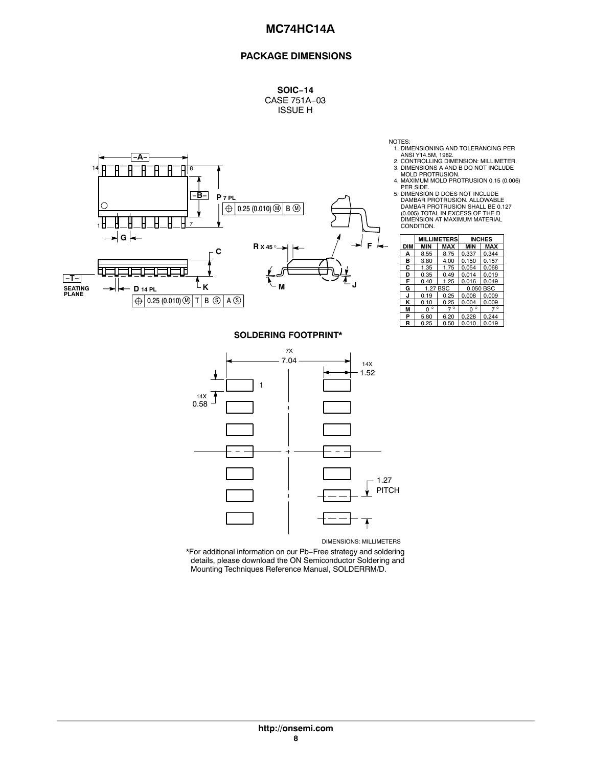## PACKAGE DIMENSIONS

**SOIC−14**
CASE 751A−03
ISSUE H

NOTES:
1. DIMENSIONING AND TOLERANCING PER ANSI Y14.5M, 1982.
2. CONTROLLING DIMENSION: MILLIMETER.
3. DIMENSIONS A AND B DO NOT INCLUDE MOLD PROTRUSION.
4. MAXIMUM MOLD PROTRUSION 0.15 (0.006) PER SIDE.
5. DIMENSION D DOES NOT INCLUDE DAMBAR PROTRUSION. ALLOWABLE DAMBAR PROTRUSION SHALL BE 0.127 (0.005) TOTAL IN EXCESS OF THE D DIMENSION AT MAXIMUM MATERIAL CONDITION.

| DIM | MILLIMETERS MIN | MILLIMETERS MAX | INCHES MIN | INCHES MAX |
|---|---|---|---|---|
| A | 8.55 | 8.75 | 0.337 | 0.344 |
| B | 3.80 | 4.00 | 0.150 | 0.157 |
| C | 1.35 | 1.75 | 0.054 | 0.068 |
| D | 0.35 | 0.49 | 0.014 | 0.019 |
| F | 0.40 | 1.25 | 0.016 | 0.049 |
| G | 1.27 BSC | | 0.050 BSC | |
| J | 0.19 | 0.25 | 0.008 | 0.009 |
| K | 0.10 | 0.25 | 0.004 | 0.009 |
| M | 0 ° | 7 ° | 0 ° | 7 ° |
| P | 5.80 | 6.20 | 0.228 | 0.244 |
| R | 0.25 | 0.50 | 0.010 | 0.019 |

–A–
–B–
P 7 PL
0.25 (0.010) Ⓜ B Ⓜ
G
C
–T–
SEATING PLANE
D 14 PL
K
0.25 (0.010) Ⓜ T B Ⓢ A Ⓢ
R X 45 °
F
M
J

**SOLDERING FOOTPRINT***

7X
7.04
14X
1.52
14X
0.58
1.27
PITCH

DIMENSIONS: MILLIMETERS

*For additional information on our Pb−Free strategy and soldering details, please download the ON Semiconductor Soldering and Mounting Techniques Reference Manual, SOLDERRM/D.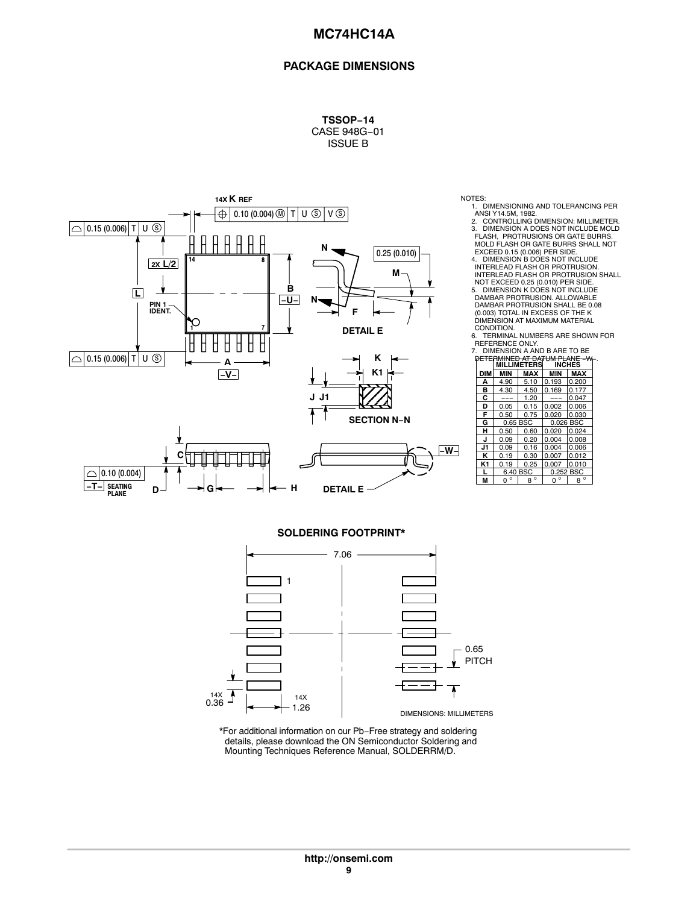## PACKAGE DIMENSIONS

**TSSOP−14**
CASE 948G−01
ISSUE B

NOTES:
1. DIMENSIONING AND TOLERANCING PER ANSI Y14.5M, 1982.
2. CONTROLLING DIMENSION: MILLIMETER.
3. DIMENSION A DOES NOT INCLUDE MOLD FLASH, PROTRUSIONS OR GATE BURRS. MOLD FLASH OR GATE BURRS SHALL NOT EXCEED 0.15 (0.006) PER SIDE.
4. DIMENSION B DOES NOT INCLUDE INTERLEAD FLASH OR PROTRUSION. INTERLEAD FLASH OR PROTRUSION SHALL NOT EXCEED 0.25 (0.010) PER SIDE.
5. DIMENSION K DOES NOT INCLUDE DAMBAR PROTRUSION. ALLOWABLE DAMBAR PROTRUSION SHALL BE 0.08 (0.003) TOTAL IN EXCESS OF THE K DIMENSION AT MAXIMUM MATERIAL CONDITION.
6. TERMINAL NUMBERS ARE SHOWN FOR REFERENCE ONLY.
7. DIMENSION A AND B ARE TO BE DETERMINED AT DATUM PLANE −W−.

| DIM | MILLIMETERS MIN | MILLIMETERS MAX | INCHES MIN | INCHES MAX |
|---|---|---|---|---|
| A | 4.90 | 5.10 | 0.193 | 0.200 |
| B | 4.30 | 4.50 | 0.169 | 0.177 |
| C | --- | 1.20 | --- | 0.047 |
| D | 0.05 | 0.15 | 0.002 | 0.006 |
| F | 0.50 | 0.75 | 0.020 | 0.030 |
| G | 0.65 BSC | | 0.026 BSC | |
| H | 0.50 | 0.60 | 0.020 | 0.024 |
| J | 0.09 | 0.20 | 0.004 | 0.008 |
| J1 | 0.09 | 0.16 | 0.004 | 0.006 |
| K | 0.19 | 0.30 | 0.007 | 0.012 |
| K1 | 0.19 | 0.25 | 0.007 | 0.010 |
| L | 6.40 BSC | | 0.252 BSC | |
| M | 0° | 8° | 0° | 8° |

**SOLDERING FOOTPRINT***

7.06
1
0.65 PITCH
14X 0.36
14X 1.26
DIMENSIONS: MILLIMETERS

*For additional information on our Pb−Free strategy and soldering details, please download the ON Semiconductor Soldering and Mounting Techniques Reference Manual, SOLDERRM/D.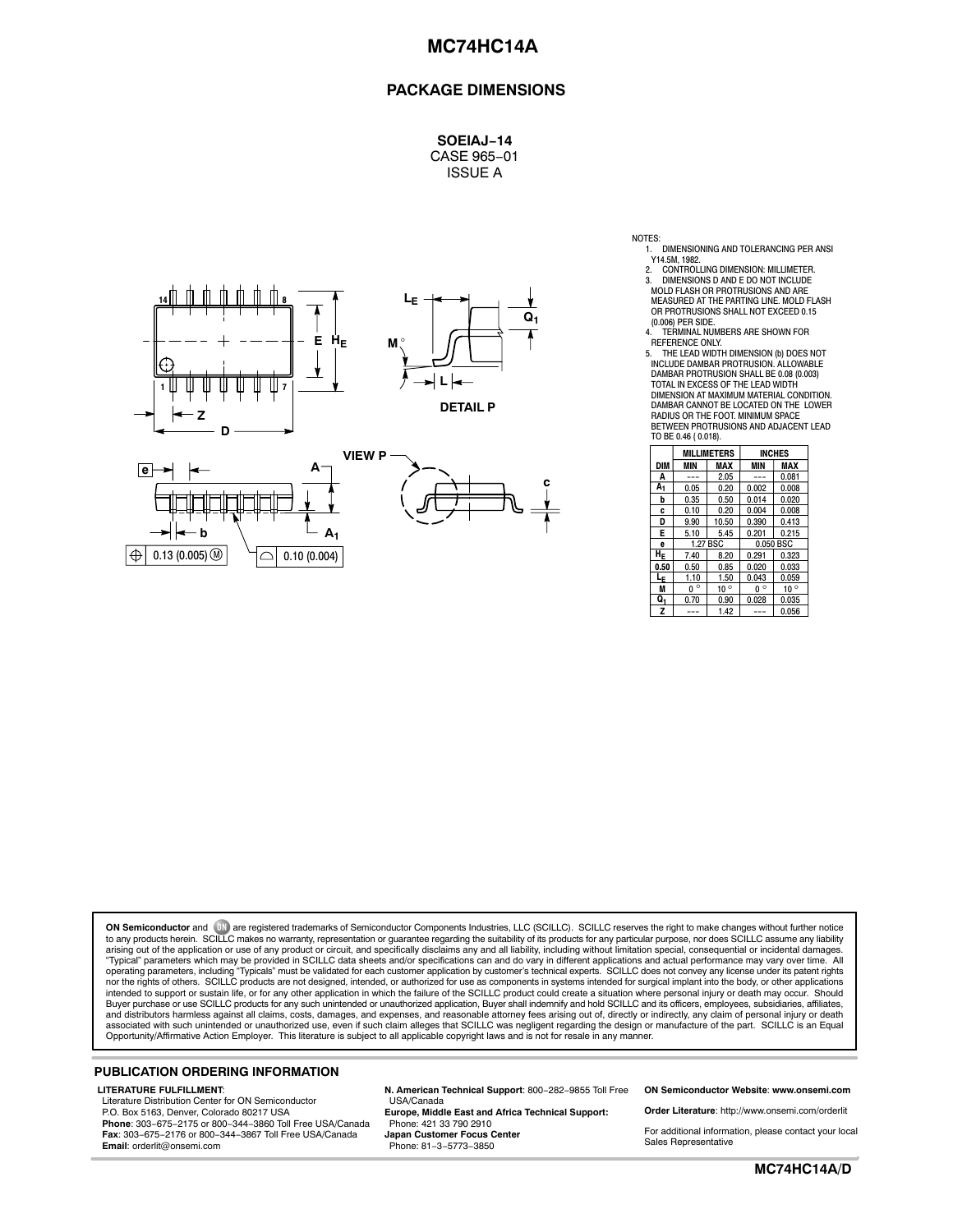## PACKAGE DIMENSIONS

**SOEIAJ−14**
CASE 965−01
ISSUE A

NOTES:
1. DIMENSIONING AND TOLERANCING PER ANSI Y14.5M, 1982.
2. CONTROLLING DIMENSION: MILLIMETER.
3. DIMENSIONS D AND E DO NOT INCLUDE MOLD FLASH OR PROTRUSIONS AND ARE MEASURED AT THE PARTING LINE. MOLD FLASH OR PROTRUSIONS SHALL NOT EXCEED 0.15 (0.006) PER SIDE.
4. TERMINAL NUMBERS ARE SHOWN FOR REFERENCE ONLY.
5. THE LEAD WIDTH DIMENSION (b) DOES NOT INCLUDE DAMBAR PROTRUSION. ALLOWABLE DAMBAR PROTRUSION SHALL BE 0.08 (0.003) TOTAL IN EXCESS OF THE LEAD WIDTH DIMENSION AT MAXIMUM MATERIAL CONDITION. DAMBAR CANNOT BE LOCATED ON THE LOWER RADIUS OR THE FOOT. MINIMUM SPACE BETWEEN PROTRUSIONS AND ADJACENT LEAD TO BE 0.46 ( 0.018).

| | MILLIMETERS | | INCHES | |
|---|---|---|---|---|
| DIM | MIN | MAX | MIN | MAX |
| A | --- | 2.05 | --- | 0.081 |
| $A_1$ | 0.05 | 0.20 | 0.002 | 0.008 |
| b | 0.35 | 0.50 | 0.014 | 0.020 |
| c | 0.10 | 0.20 | 0.004 | 0.008 |
| D | 9.90 | 10.50 | 0.390 | 0.413 |
| E | 5.10 | 5.45 | 0.201 | 0.215 |
| e | 1.27 BSC | | 0.050 BSC | |
| $H_E$ | 7.40 | 8.20 | 0.291 | 0.323 |
| 0.50 | 0.50 | 0.85 | 0.020 | 0.033 |
| $L_E$ | 1.10 | 1.50 | 0.043 | 0.059 |
| M | 0 ° | 10 ° | 0 ° | 10 ° |
| $Q_1$ | 0.70 | 0.90 | 0.028 | 0.035 |
| Z | --- | 1.42 | --- | 0.056 |

14
8
1
7
E
$H_E$
Z
D
$L_E$
$Q_1$
M °
L
DETAIL P
VIEW P
e
A
b
$A_1$
c
0.13 (0.005) Ⓜ
0.10 (0.004)

**ON Semiconductor** and are registered trademarks of Semiconductor Components Industries, LLC (SCILLC). SCILLC reserves the right to make changes without further notice to any products herein. SCILLC makes no warranty, representation or guarantee regarding the suitability of its products for any particular purpose, nor does SCILLC assume any liability arising out of the application or use of any product or circuit, and specifically disclaims any and all liability, including without limitation special, consequential or incidental damages. "Typical" parameters which may be provided in SCILLC data sheets and/or specifications can and do vary in different applications and actual performance may vary over time. All operating parameters, including "Typicals" must be validated for each customer application by customer's technical experts. SCILLC does not convey any license under its patent rights nor the rights of others. SCILLC products are not designed, intended, or authorized for use as components in systems intended for surgical implant into the body, or other applications intended to support or sustain life, or for any other application in which the failure of the SCILLC product could create a situation where personal injury or death may occur. Should Buyer purchase or use SCILLC products for any such unintended or unauthorized application, Buyer shall indemnify and hold SCILLC and its officers, employees, subsidiaries, affiliates, and distributors harmless against all claims, costs, damages, and expenses, and reasonable attorney fees arising out of, directly or indirectly, any claim of personal injury or death associated with such unintended or unauthorized use, even if such claim alleges that SCILLC was negligent regarding the design or manufacture of the part. SCILLC is an Equal Opportunity/Affirmative Action Employer. This literature is subject to all applicable copyright laws and is not for resale in any manner.

### PUBLICATION ORDERING INFORMATION

**LITERATURE FULFILLMENT**:
Literature Distribution Center for ON Semiconductor
P.O. Box 5163, Denver, Colorado 80217 USA
**Phone**: 303−675−2175 or 800−344−3860 Toll Free USA/Canada
**Fax**: 303−675−2176 or 800−344−3867 Toll Free USA/Canada
**Email**: orderlit@onsemi.com

**N. American Technical Support**: 800−282−9855 Toll Free USA/Canada
**Europe, Middle East and Africa Technical Support:**
Phone: 421 33 790 2910
**Japan Customer Focus Center**
Phone: 81−3−5773−3850

**ON Semiconductor Website**: **www.onsemi.com**

**Order Literature**: http://www.onsemi.com/orderlit

For additional information, please contact your local Sales Representative

**MC74HC14A/D**